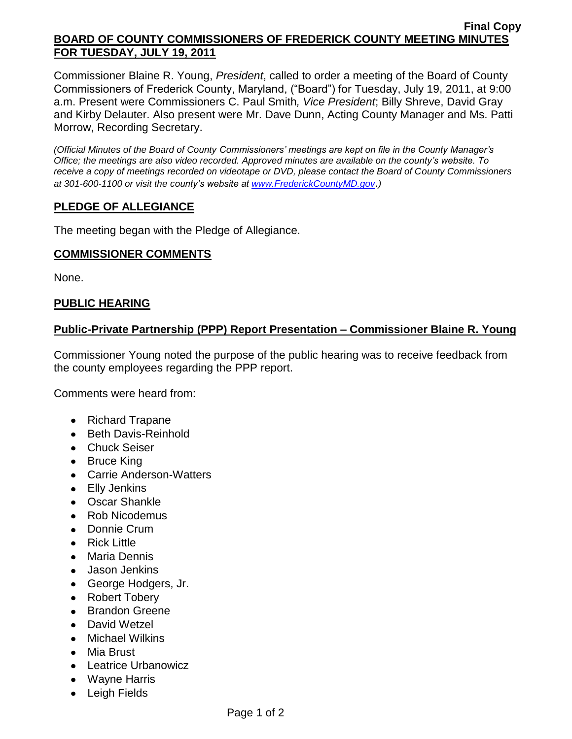**Final Copy**

# BOARD OF COUNTY COMMISSIONERS OF FREDERICK COUNTY MEETING MINUTES FOR TUESDAY, JULY 19, 2011

Commissioner Blaine R. Young, *President*, called to order a meeting of the Board of County Commissioners of Frederick County, Maryland, ("Board") for Tuesday, July 19, 2011, at 9:00 a.m. Present were Commissioners C. Paul Smith*, Vice President*; Billy Shreve, David Gray and Kirby Delauter. Also present were Mr. Dave Dunn, Acting County Manager and Ms. Patti Morrow, Recording Secretary.

*(Official Minutes of the Board of County Commissioners' meetings are kept on file in the County Manager's Office; the meetings are also video recorded. Approved minutes are available on the county's website. To receive a copy of meetings recorded on videotape or DVD, please contact the Board of County Commissioners at 301-600-1100 or visit the county's website at www.FrederickCountyMD.gov.)*

## PLEDGE OF ALLEGIANCE

The meeting began with the Pledge of Allegiance.

## COMMISSIONER COMMENTS

None.

## PUBLIC HEARING

### Public-Private Partnership (PPP) Report Presentation – Commissioner Blaine R. Young

Commissioner Young noted the purpose of the public hearing was to receive feedback from the county employees regarding the PPP report.

Comments were heard from:

- Richard Trapane
- Beth Davis-Reinhold
- Chuck Seiser
- Bruce King
- Carrie Anderson-Watters
- Elly Jenkins
- Oscar Shankle
- Rob Nicodemus
- Donnie Crum
- Rick Little
- Maria Dennis
- Jason Jenkins
- George Hodgers, Jr.
- Robert Tobery
- Brandon Greene
- David Wetzel
- Michael Wilkins
- Mia Brust
- Leatrice Urbanowicz
- Wayne Harris
- Leigh Fields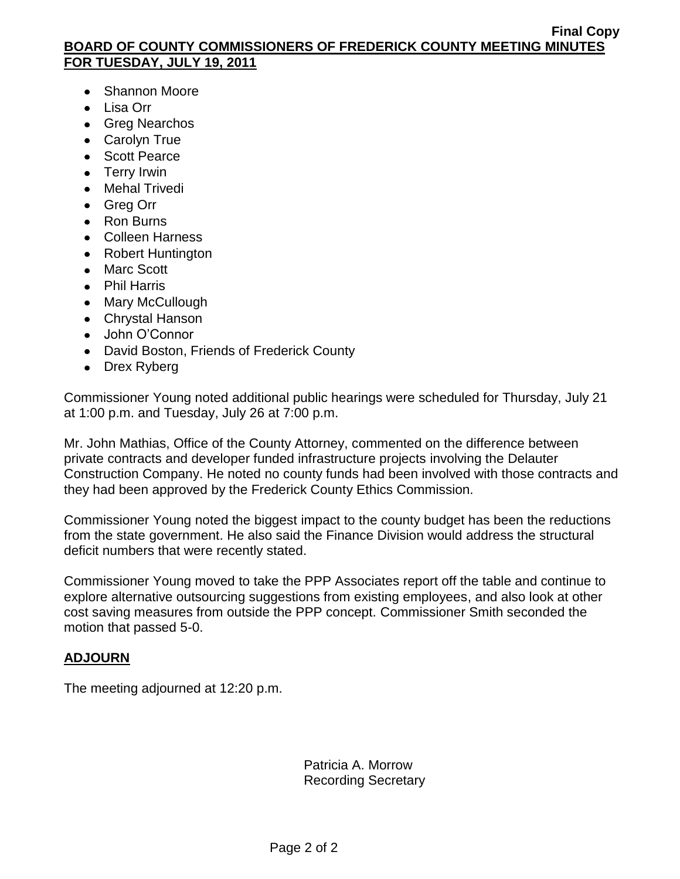- Shannon Moore
- Lisa Orr
- Greg Nearchos
- Carolyn True
- Scott Pearce
- Terry Irwin
- Mehal Trivedi
- Greg Orr
- Ron Burns
- Colleen Harness
- Robert Huntington
- Marc Scott
- Phil Harris
- Mary McCullough
- Chrystal Hanson
- John O'Connor
- David Boston, Friends of Frederick County
- Drex Ryberg

Commissioner Young noted additional public hearings were scheduled for Thursday, July 21 at 1:00 p.m. and Tuesday, July 26 at 7:00 p.m.

Mr. John Mathias, Office of the County Attorney, commented on the difference between private contracts and developer funded infrastructure projects involving the Delauter Construction Company. He noted no county funds had been involved with those contracts and they had been approved by the Frederick County Ethics Commission.

Commissioner Young noted the biggest impact to the county budget has been the reductions from the state government. He also said the Finance Division would address the structural deficit numbers that were recently stated.

Commissioner Young moved to take the PPP Associates report off the table and continue to explore alternative outsourcing suggestions from existing employees, and also look at other cost saving measures from outside the PPP concept. Commissioner Smith seconded the motion that passed 5-0.

## ADJOURN

The meeting adjourned at 12:20 p.m.

Patricia A. Morrow
Recording Secretary